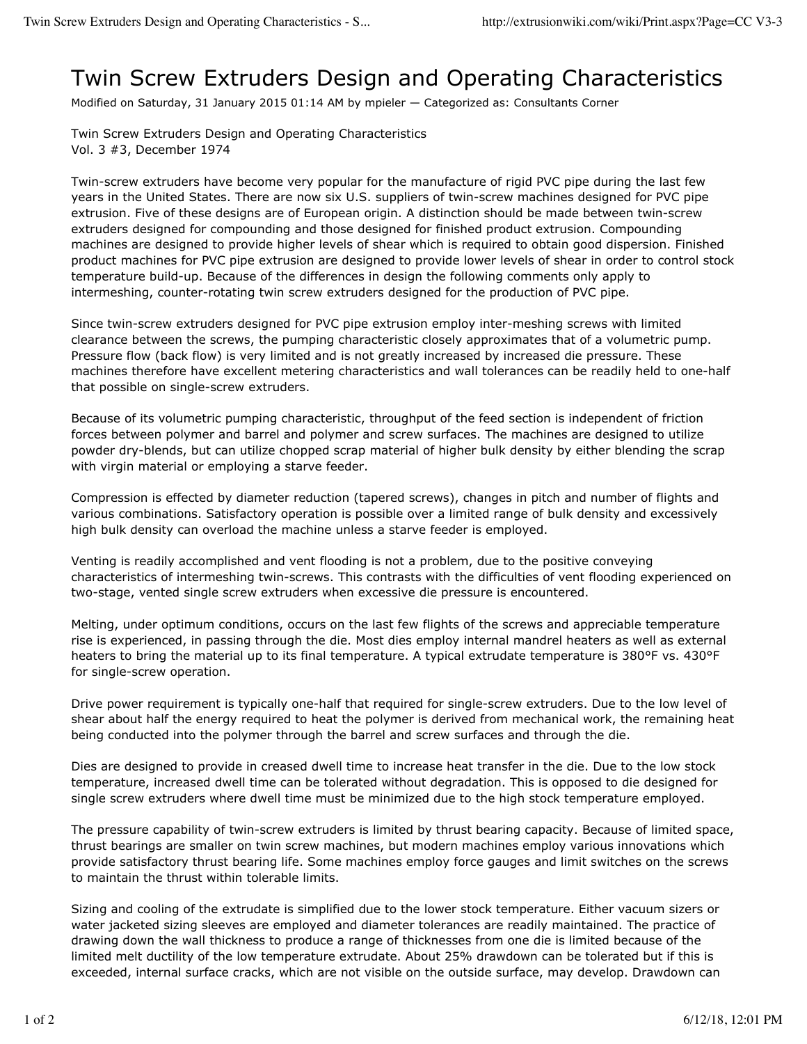# Twin Screw Extruders Design and Operating Characteristics

Modified on Saturday, 31 January 2015 01:14 AM by mpieler — Categorized as: Consultants Corner

Twin Screw Extruders Design and Operating Characteristics
Vol. 3 #3, December 1974

Twin-screw extruders have become very popular for the manufacture of rigid PVC pipe during the last few years in the United States. There are now six U.S. suppliers of twin-screw machines designed for PVC pipe extrusion. Five of these designs are of European origin. A distinction should be made between twin-screw extruders designed for compounding and those designed for finished product extrusion. Compounding machines are designed to provide higher levels of shear which is required to obtain good dispersion. Finished product machines for PVC pipe extrusion are designed to provide lower levels of shear in order to control stock temperature build-up. Because of the differences in design the following comments only apply to intermeshing, counter-rotating twin screw extruders designed for the production of PVC pipe.

Since twin-screw extruders designed for PVC pipe extrusion employ inter-meshing screws with limited clearance between the screws, the pumping characteristic closely approximates that of a volumetric pump. Pressure flow (back flow) is very limited and is not greatly increased by increased die pressure. These machines therefore have excellent metering characteristics and wall tolerances can be readily held to one-half that possible on single-screw extruders.

Because of its volumetric pumping characteristic, throughput of the feed section is independent of friction forces between polymer and barrel and polymer and screw surfaces. The machines are designed to utilize powder dry-blends, but can utilize chopped scrap material of higher bulk density by either blending the scrap with virgin material or employing a starve feeder.

Compression is effected by diameter reduction (tapered screws), changes in pitch and number of flights and various combinations. Satisfactory operation is possible over a limited range of bulk density and excessively high bulk density can overload the machine unless a starve feeder is employed.

Venting is readily accomplished and vent flooding is not a problem, due to the positive conveying characteristics of intermeshing twin-screws. This contrasts with the difficulties of vent flooding experienced on two-stage, vented single screw extruders when excessive die pressure is encountered.

Melting, under optimum conditions, occurs on the last few flights of the screws and appreciable temperature rise is experienced, in passing through the die. Most dies employ internal mandrel heaters as well as external heaters to bring the material up to its final temperature. A typical extrudate temperature is 380°F vs. 430°F for single-screw operation.

Drive power requirement is typically one-half that required for single-screw extruders. Due to the low level of shear about half the energy required to heat the polymer is derived from mechanical work, the remaining heat being conducted into the polymer through the barrel and screw surfaces and through the die.

Dies are designed to provide in creased dwell time to increase heat transfer in the die. Due to the low stock temperature, increased dwell time can be tolerated without degradation. This is opposed to die designed for single screw extruders where dwell time must be minimized due to the high stock temperature employed.

The pressure capability of twin-screw extruders is limited by thrust bearing capacity. Because of limited space, thrust bearings are smaller on twin screw machines, but modern machines employ various innovations which provide satisfactory thrust bearing life. Some machines employ force gauges and limit switches on the screws to maintain the thrust within tolerable limits.

Sizing and cooling of the extrudate is simplified due to the lower stock temperature. Either vacuum sizers or water jacketed sizing sleeves are employed and diameter tolerances are readily maintained. The practice of drawing down the wall thickness to produce a range of thicknesses from one die is limited because of the limited melt ductility of the low temperature extrudate. About 25% drawdown can be tolerated but if this is exceeded, internal surface cracks, which are not visible on the outside surface, may develop. Drawdown can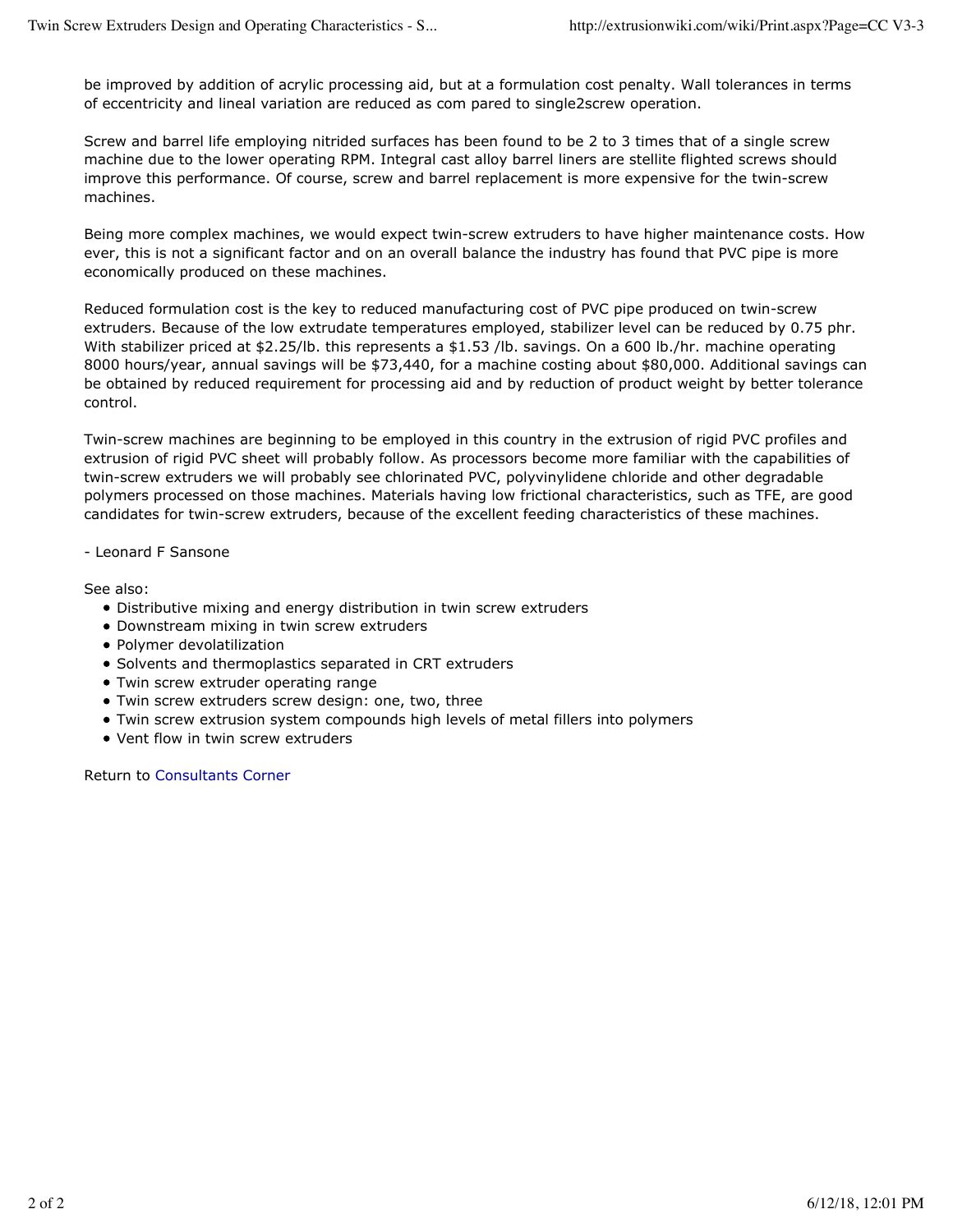be improved by addition of acrylic processing aid, but at a formulation cost penalty. Wall tolerances in terms of eccentricity and lineal variation are reduced as com pared to single2screw operation.

Screw and barrel life employing nitrided surfaces has been found to be 2 to 3 times that of a single screw machine due to the lower operating RPM. Integral cast alloy barrel liners are stellite flighted screws should improve this performance. Of course, screw and barrel replacement is more expensive for the twin-screw machines.

Being more complex machines, we would expect twin-screw extruders to have higher maintenance costs. How ever, this is not a significant factor and on an overall balance the industry has found that PVC pipe is more economically produced on these machines.

Reduced formulation cost is the key to reduced manufacturing cost of PVC pipe produced on twin-screw extruders. Because of the low extrudate temperatures employed, stabilizer level can be reduced by 0.75 phr. With stabilizer priced at $2.25/lb. this represents a $1.53 /lb. savings. On a 600 lb./hr. machine operating 8000 hours/year, annual savings will be $73,440, for a machine costing about $80,000. Additional savings can be obtained by reduced requirement for processing aid and by reduction of product weight by better tolerance control.

Twin-screw machines are beginning to be employed in this country in the extrusion of rigid PVC profiles and extrusion of rigid PVC sheet will probably follow. As processors become more familiar with the capabilities of twin-screw extruders we will probably see chlorinated PVC, polyvinylidene chloride and other degradable polymers processed on those machines. Materials having low frictional characteristics, such as TFE, are good candidates for twin-screw extruders, because of the excellent feeding characteristics of these machines.

- Leonard F Sansone

See also:

- Distributive mixing and energy distribution in twin screw extruders
- Downstream mixing in twin screw extruders
- Polymer devolatilization
- Solvents and thermoplastics separated in CRT extruders
- Twin screw extruder operating range
- Twin screw extruders screw design: one, two, three
- Twin screw extrusion system compounds high levels of metal fillers into polymers
- Vent flow in twin screw extruders

Return to Consultants Corner